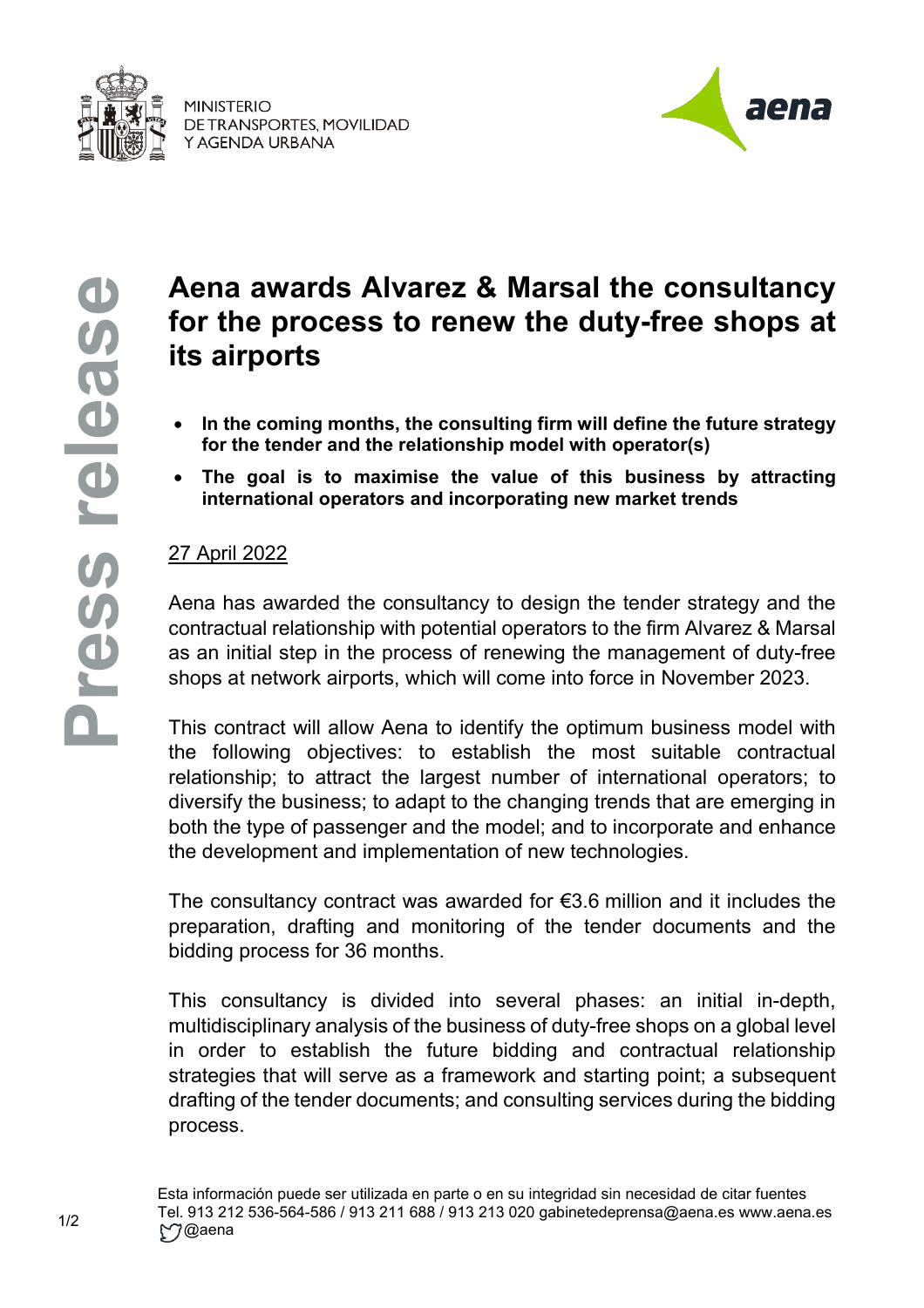MINISTERIO
DE TRANSPORTES, MOVILIDAD
Y AGENDA URBANA

aena

Press release

# Aena awards Alvarez & Marsal the consultancy for the process to renew the duty-free shops at its airports

- **In the coming months, the consulting firm will define the future strategy for the tender and the relationship model with operator(s)**
- **The goal is to maximise the value of this business by attracting international operators and incorporating new market trends**

27 April 2022

Aena has awarded the consultancy to design the tender strategy and the contractual relationship with potential operators to the firm Alvarez & Marsal as an initial step in the process of renewing the management of duty-free shops at network airports, which will come into force in November 2023.

This contract will allow Aena to identify the optimum business model with the following objectives: to establish the most suitable contractual relationship; to attract the largest number of international operators; to diversify the business; to adapt to the changing trends that are emerging in both the type of passenger and the model; and to incorporate and enhance the development and implementation of new technologies.

The consultancy contract was awarded for €3.6 million and it includes the preparation, drafting and monitoring of the tender documents and the bidding process for 36 months.

This consultancy is divided into several phases: an initial in-depth, multidisciplinary analysis of the business of duty-free shops on a global level in order to establish the future bidding and contractual relationship strategies that will serve as a framework and starting point; a subsequent drafting of the tender documents; and consulting services during the bidding process.

Esta información puede ser utilizada en parte o en su integridad sin necesidad de citar fuentes
Tel. 913 212 536-564-586 / 913 211 688 / 913 213 020 gabinetedeprensa@aena.es www.aena.es
@aena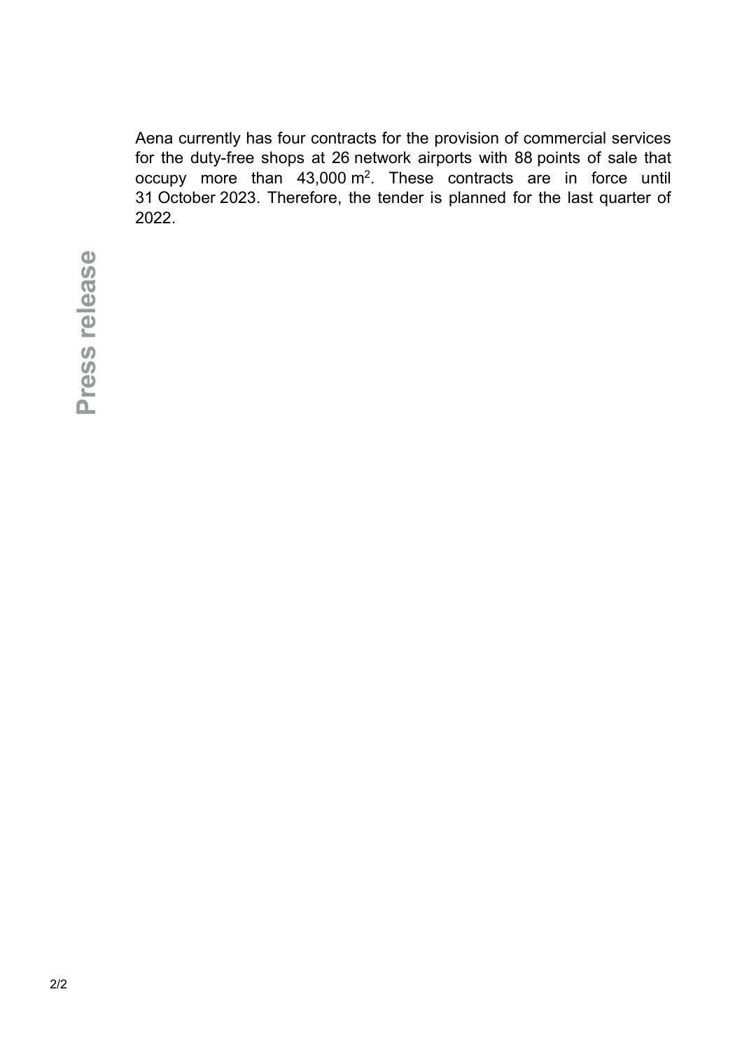Aena currently has four contracts for the provision of commercial services for the duty-free shops at 26 network airports with 88 points of sale that occupy more than 43,000 $m^2$. These contracts are in force until 31 October 2023. Therefore, the tender is planned for the last quarter of 2022.